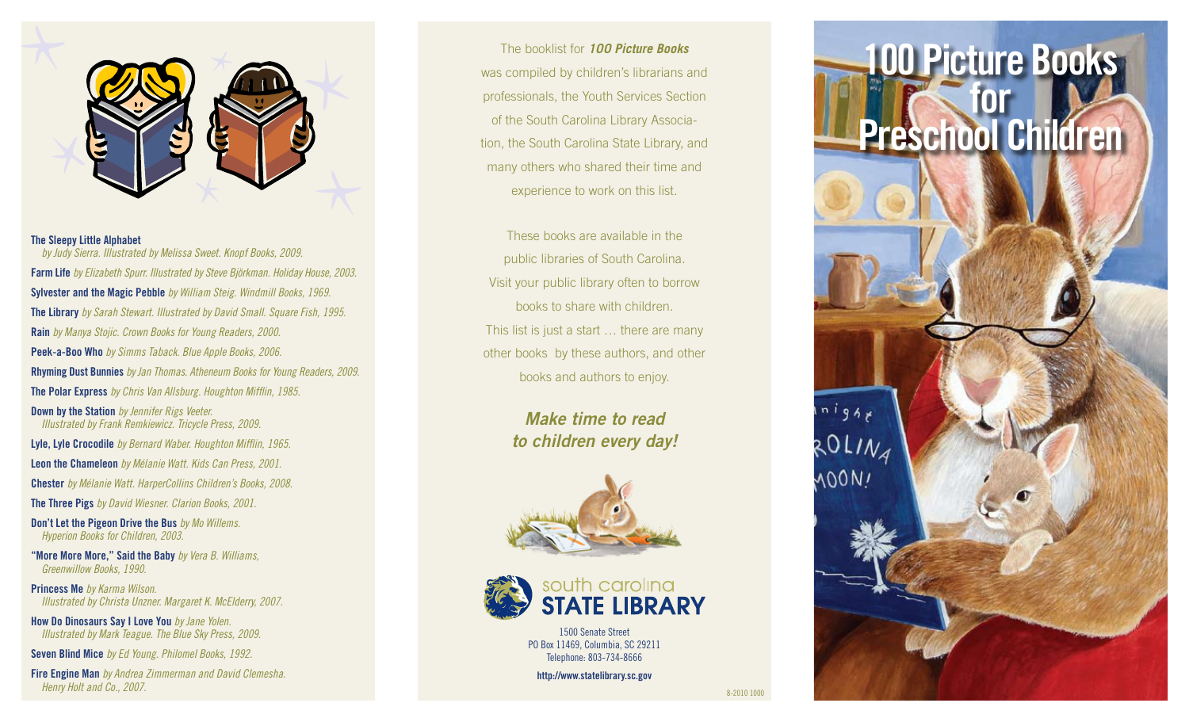**The Sleepy Little Alphabet** *by Judy Sierra. Illustrated by Melissa Sweet. Knopf Books, 2009.*

**Farm Life** *by Elizabeth Spurr. Illustrated by Steve Björkman. Holiday House, 2003.*

**Sylvester and the Magic Pebble** *by William Steig. Windmill Books, 1969.*

**The Library** *by Sarah Stewart. Illustrated by David Small. Square Fish, 1995.*

**Rain** *by Manya Stojic. Crown Books for Young Readers, 2000.*

**Peek-a-Boo Who** *by Simms Taback. Blue Apple Books, 2006.*

**Rhyming Dust Bunnies** *by Jan Thomas. Atheneum Books for Young Readers, 2009.*

**The Polar Express** *by Chris Van Allsburg. Houghton Mifflin, 1985.*

**Down by the Station** *by Jennifer Riggs Veeter. Illustrated by Frank Remkiewicz. Tricycle Press, 2009.*

**Lyle, Lyle Crocodile** *by Bernard Waber. Houghton Mifflin, 1965.*

**Leon the Chameleon** *by Mélanie Watt. Kids Can Press, 2001.*

**Chester** *by Mélanie Watt. HarperCollins Children's Books, 2008.*

**The Three Pigs** *by David Wiesner. Clarion Books, 2001.*

**Don't Let the Pigeon Drive the Bus** *by Mo Willems. Hyperion Books for Children, 2003.*

**"More More More," Said the Baby** *by Vera B. Williams, Greenwillow Books, 1990.*

**Princess Me** *by Karma Wilson. Illustrated by Christa Unzner. Margaret K. McElderry, 2007.*

**How Do Dinosaurs Say I Love You** *by Jane Yolen. Illustrated by Mark Teague. The Blue Sky Press, 2009.*

**Seven Blind Mice** *by Ed Young. Philomel Books, 1992.*

**Fire Engine Man** *by Andrea Zimmerman and David Clemesha. Henry Holt and Co., 2007.*

The booklist for ***100 Picture Books*** was compiled by children's librarians and professionals, the Youth Services Section of the South Carolina Library Association, the South Carolina State Library, and many others who shared their time and experience to work on this list.

These books are available in the public libraries of South Carolina. Visit your public library often to borrow books to share with children. This list is just a start … there are many other books by these authors, and other books and authors to enjoy.

***Make time to read to children every day!***

south carolina **STATE LIBRARY**

1500 Senate Street
PO Box 11469, Columbia, SC 29211
Telephone: 803-734-8666

**http://www.statelibrary.sc.gov**

8-2010 1000

# 100 Picture Books for Preschool Children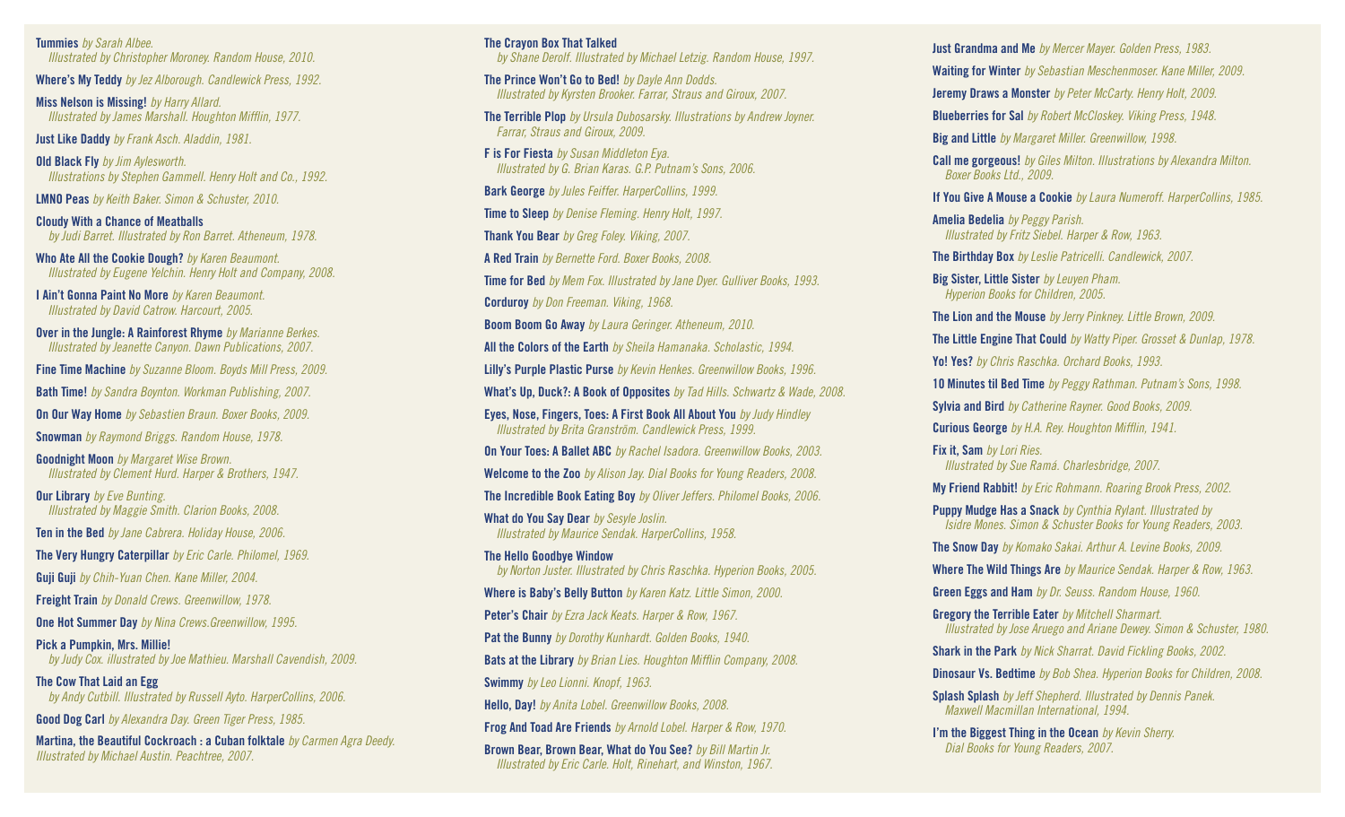**Tummies** *by Sarah Albee. Illustrated by Christopher Moroney. Random House, 2010.*

**Where's My Teddy** *by Jez Alborough. Candlewick Press, 1992.*

**Miss Nelson is Missing!** *by Harry Allard. Illustrated by James Marshall. Houghton Mifflin, 1977.*

**Just Like Daddy** *by Frank Asch. Aladdin, 1981.*

**Old Black Fly** *by Jim Aylesworth. Illustrations by Stephen Gammell. Henry Holt and Co., 1992.*

**LMNO Peas** *by Keith Baker. Simon & Schuster, 2010.*

**Cloudy With a Chance of Meatballs** *by Judi Barret. Illustrated by Ron Barret. Atheneum, 1978.*

**Who Ate All the Cookie Dough?** *by Karen Beaumont. Illustrated by Eugene Yelchin. Henry Holt and Company, 2008.*

**I Ain't Gonna Paint No More** *by Karen Beaumont. Illustrated by David Catrow. Harcourt, 2005.*

**Over in the Jungle: A Rainforest Rhyme** *by Marianne Berkes. Illustrated by Jeanette Canyon. Dawn Publications, 2007.*

**Fine Time Machine** *by Suzanne Bloom. Boyds Mill Press, 2009.*

**Bath Time!** *by Sandra Boynton. Workman Publishing, 2007.*

**On Our Way Home** *by Sebastien Braun. Boxer Books, 2009.*

**Snowman** *by Raymond Briggs. Random House, 1978.*

**Goodnight Moon** *by Margaret Wise Brown. Illustrated by Clement Hurd. Harper & Brothers, 1947.*

**Our Library** *by Eve Bunting. Illustrated by Maggie Smith. Clarion Books, 2008.*

**Ten in the Bed** *by Jane Cabrera. Holiday House, 2006.*

**The Very Hungry Caterpillar** *by Eric Carle. Philomel, 1969.*

**Guji Guji** *by Chih-Yuan Chen. Kane Miller, 2004.*

**Freight Train** *by Donald Crews. Greenwillow, 1978.*

**One Hot Summer Day** *by Nina Crews.Greenwillow, 1995.*

**Pick a Pumpkin, Mrs. Millie!** *by Judy Cox. illustrated by Joe Mathieu. Marshall Cavendish, 2009.*

**The Cow That Laid an Egg** *by Andy Cutbill. Illustrated by Russell Ayto. HarperCollins, 2006.*

**Good Dog Carl** *by Alexandra Day. Green Tiger Press, 1985.*

**Martina, the Beautiful Cockroach : a Cuban folktale** *by Carmen Agra Deedy. Illustrated by Michael Austin. Peachtree, 2007.*

**The Crayon Box That Talked** *by Shane Derolf. Illustrated by Michael Letzig. Random House, 1997.*

**The Prince Won't Go to Bed!** *by Dayle Ann Dodds. Illustrated by Kyrsten Brooker. Farrar, Straus and Giroux, 2007.*

**The Terrible Plop** *by Ursula Dubosarsky. Illustrations by Andrew Joyner. Farrar, Straus and Giroux, 2009.*

**F is For Fiesta** *by Susan Middleton Eya. Illustrated by G. Brian Karas. G.P. Putnam's Sons, 2006.*

**Bark George** *by Jules Feiffer. HarperCollins, 1999.*

**Time to Sleep** *by Denise Fleming. Henry Holt, 1997.*

**Thank You Bear** *by Greg Foley. Viking, 2007.*

**A Red Train** *by Bernette Ford. Boxer Books, 2008.*

**Time for Bed** *by Mem Fox. Illustrated by Jane Dyer. Gulliver Books, 1993.*

**Corduroy** *by Don Freeman. Viking, 1968.*

**Boom Boom Go Away** *by Laura Geringer. Atheneum, 2010.*

**All the Colors of the Earth** *by Sheila Hamanaka. Scholastic, 1994.*

**Lilly's Purple Plastic Purse** *by Kevin Henkes. Greenwillow Books, 1996.*

**What's Up, Duck?: A Book of Opposites** *by Tad Hills. Schwartz & Wade, 2008.*

**Eyes, Nose, Fingers, Toes: A First Book All About You** *by Judy Hindley. Illustrated by Brita Granström. Candlewick Press, 1999.*

**On Your Toes: A Ballet ABC** *by Rachel Isadora. Greenwillow Books, 2003.*

**Welcome to the Zoo** *by Alison Jay. Dial Books for Young Readers, 2008.*

**The Incredible Book Eating Boy** *by Oliver Jeffers. Philomel Books, 2006.*

**What do You Say Dear** *by Sesyle Joslin. Illustrated by Maurice Sendak. HarperCollins, 1958.*

**The Hello Goodbye Window** *by Norton Juster. Illustrated by Chris Raschka. Hyperion Books, 2005.*

**Where is Baby's Belly Button** *by Karen Katz. Little Simon, 2000.*

**Peter's Chair** *by Ezra Jack Keats. Harper & Row, 1967.*

**Pat the Bunny** *by Dorothy Kunhardt. Golden Books, 1940.*

**Bats at the Library** *by Brian Lies. Houghton Mifflin Company, 2008.*

**Swimmy** *by Leo Lionni. Knopf, 1963.*

**Hello, Day!** *by Anita Lobel. Greenwillow Books, 2008.*

**Frog And Toad Are Friends** *by Arnold Lobel. Harper & Row, 1970.*

**Brown Bear, Brown Bear, What do You See?** *by Bill Martin Jr. Illustrated by Eric Carle. Holt, Rinehart, and Winston, 1967.*

**Just Grandma and Me** *by Mercer Mayer. Golden Press, 1983.*

**Waiting for Winter** *by Sebastian Meschenmoser. Kane Miller, 2009.*

**Jeremy Draws a Monster** *by Peter McCarty. Henry Holt, 2009.*

**Blueberries for Sal** *by Robert McCloskey. Viking Press, 1948.*

**Big and Little** *by Margaret Miller. Greenwillow, 1998.*

**Call me gorgeous!** *by Giles Milton. Illustrations by Alexandra Milton. Boxer Books Ltd., 2009.*

**If You Give A Mouse a Cookie** *by Laura Numeroff. HarperCollins, 1985.*

**Amelia Bedelia** *by Peggy Parish. Illustrated by Fritz Siebel. Harper & Row, 1963.*

**The Birthday Box** *by Leslie Patricelli. Candlewick, 2007.*

**Big Sister, Little Sister** *by Leuyen Pham. Hyperion Books for Children, 2005.*

**The Lion and the Mouse** *by Jerry Pinkney. Little Brown, 2009.*

**The Little Engine That Could** *by Watty Piper. Grosset & Dunlap, 1978.*

**Yo! Yes?** *by Chris Raschka. Orchard Books, 1993.*

**10 Minutes til Bed Time** *by Peggy Rathman. Putnam's Sons, 1998.*

**Sylvia and Bird** *by Catherine Rayner. Good Books, 2009.*

**Curious George** *by H.A. Rey. Houghton Mifflin, 1941.*

**Fix it, Sam** *by Lori Ries. Illustrated by Sue Ramá. Charlesbridge, 2007.*

**My Friend Rabbit!** *by Eric Rohmann. Roaring Brook Press, 2002.*

**Puppy Mudge Has a Snack** *by Cynthia Rylant. Illustrated by Isidre Mones. Simon & Schuster Books for Young Readers, 2003.*

**The Snow Day** *by Komako Sakai. Arthur A. Levine Books, 2009.*

**Where The Wild Things Are** *by Maurice Sendak. Harper & Row, 1963.*

**Green Eggs and Ham** *by Dr. Seuss. Random House, 1960.*

**Gregory the Terrible Eater** *by Mitchell Sharmart. Illustrated by Jose Aruego and Ariane Dewey. Simon & Schuster, 1980.*

**Shark in the Park** *by Nick Sharrat. David Fickling Books, 2002.*

**Dinosaur Vs. Bedtime** *by Bob Shea. Hyperion Books for Children, 2008.*

**Splash Splash** *by Jeff Shepherd. Illustrated by Dennis Panek. Maxwell Macmillan International, 1994.*

**I'm the Biggest Thing in the Ocean** *by Kevin Sherry. Dial Books for Young Readers, 2007.*